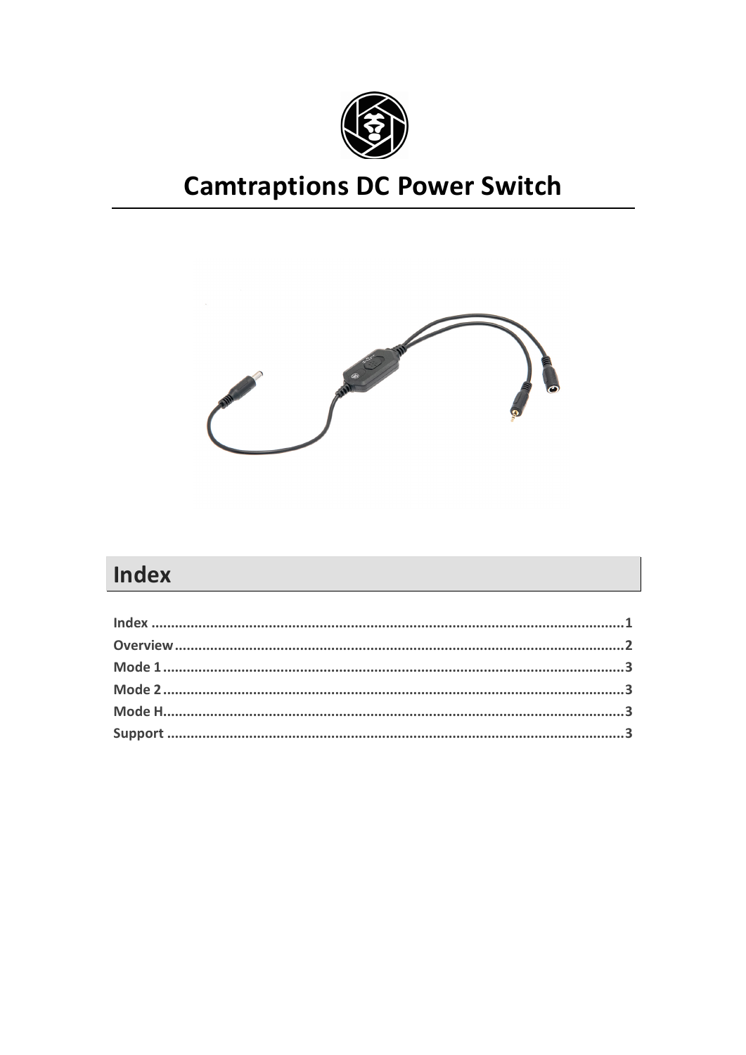# Camtraptions DC Power Switch

## Index

**Index** .......................................................................................................................1
**Overview** ..................................................................................................................2
**Mode 1** .....................................................................................................................3
**Mode 2** .....................................................................................................................3
**Mode H** .....................................................................................................................3
**Support** ....................................................................................................................3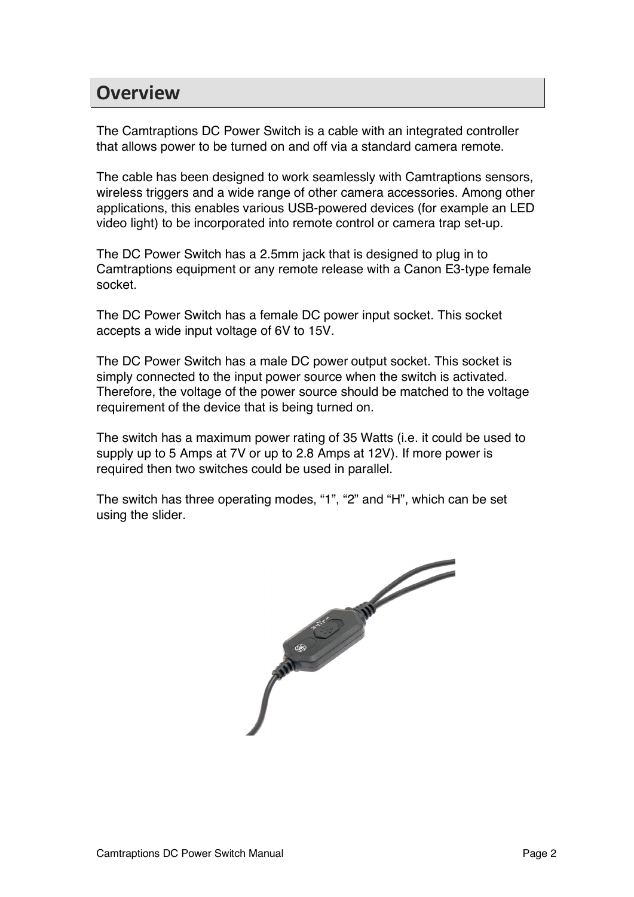## Overview

The Camtraptions DC Power Switch is a cable with an integrated controller that allows power to be turned on and off via a standard camera remote.

The cable has been designed to work seamlessly with Camtraptions sensors, wireless triggers and a wide range of other camera accessories. Among other applications, this enables various USB-powered devices (for example an LED video light) to be incorporated into remote control or camera trap set-up.

The DC Power Switch has a 2.5mm jack that is designed to plug in to Camtraptions equipment or any remote release with a Canon E3-type female socket.

The DC Power Switch has a female DC power input socket. This socket accepts a wide input voltage of 6V to 15V.

The DC Power Switch has a male DC power output socket. This socket is simply connected to the input power source when the switch is activated. Therefore, the voltage of the power source should be matched to the voltage requirement of the device that is being turned on.

The switch has a maximum power rating of 35 Watts (i.e. it could be used to supply up to 5 Amps at 7V or up to 2.8 Amps at 12V). If more power is required then two switches could be used in parallel.

The switch has three operating modes, “1”, “2” and “H”, which can be set using the slider.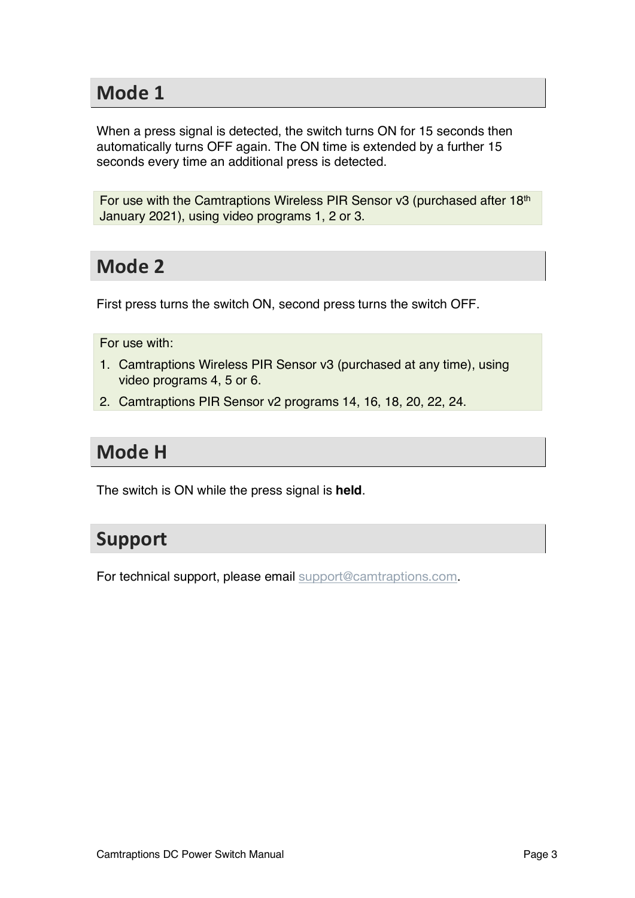## Mode 1

When a press signal is detected, the switch turns ON for 15 seconds then automatically turns OFF again. The ON time is extended by a further 15 seconds every time an additional press is detected.

For use with the Camtraptions Wireless PIR Sensor v3 (purchased after 18th January 2021), using video programs 1, 2 or 3.

## Mode 2

First press turns the switch ON, second press turns the switch OFF.

For use with:

1. Camtraptions Wireless PIR Sensor v3 (purchased at any time), using video programs 4, 5 or 6.
2. Camtraptions PIR Sensor v2 programs 14, 16, 18, 20, 22, 24.

## Mode H

The switch is ON while the press signal is **held**.

## Support

For technical support, please email support@camtraptions.com.